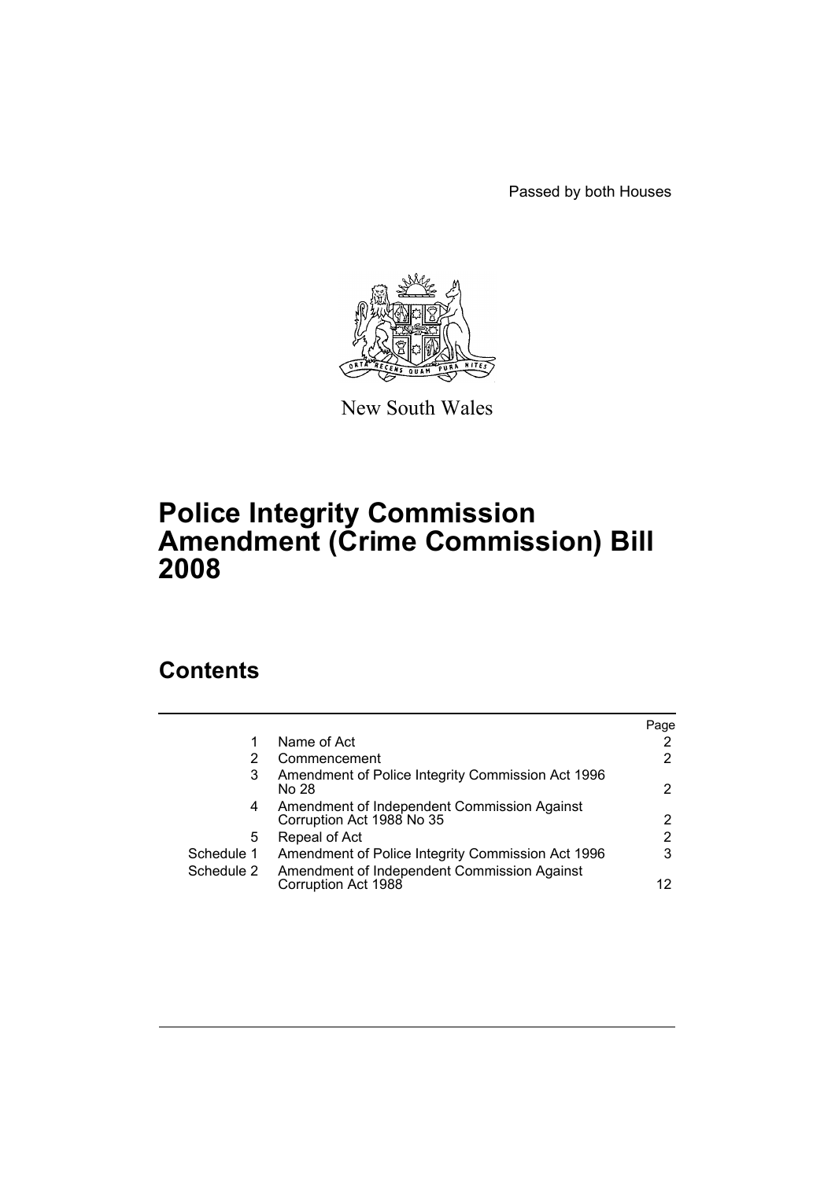Passed by both Houses

New South Wales

# Police Integrity Commission Amendment (Crime Commission) Bill 2008

## Contents

| | | Page |
|---|---|---|
| 1 | Name of Act | 2 |
| 2 | Commencement | 2 |
| 3 | Amendment of Police Integrity Commission Act 1996 No 28 | 2 |
| 4 | Amendment of Independent Commission Against Corruption Act 1988 No 35 | 2 |
| 5 | Repeal of Act | 2 |
| Schedule 1 | Amendment of Police Integrity Commission Act 1996 | 3 |
| Schedule 2 | Amendment of Independent Commission Against Corruption Act 1988 | 12 |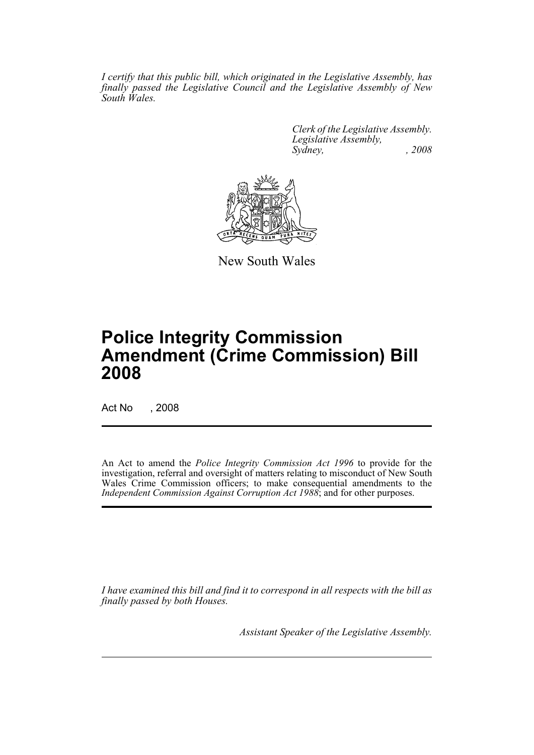*I certify that this public bill, which originated in the Legislative Assembly, has finally passed the Legislative Council and the Legislative Assembly of New South Wales.*

*Clerk of the Legislative Assembly.*
*Legislative Assembly,*
*Sydney, , 2008*

New South Wales

# Police Integrity Commission Amendment (Crime Commission) Bill 2008

Act No , 2008

An Act to amend the *Police Integrity Commission Act 1996* to provide for the investigation, referral and oversight of matters relating to misconduct of New South Wales Crime Commission officers; to make consequential amendments to the *Independent Commission Against Corruption Act 1988*; and for other purposes.

*I have examined this bill and find it to correspond in all respects with the bill as finally passed by both Houses.*

*Assistant Speaker of the Legislative Assembly.*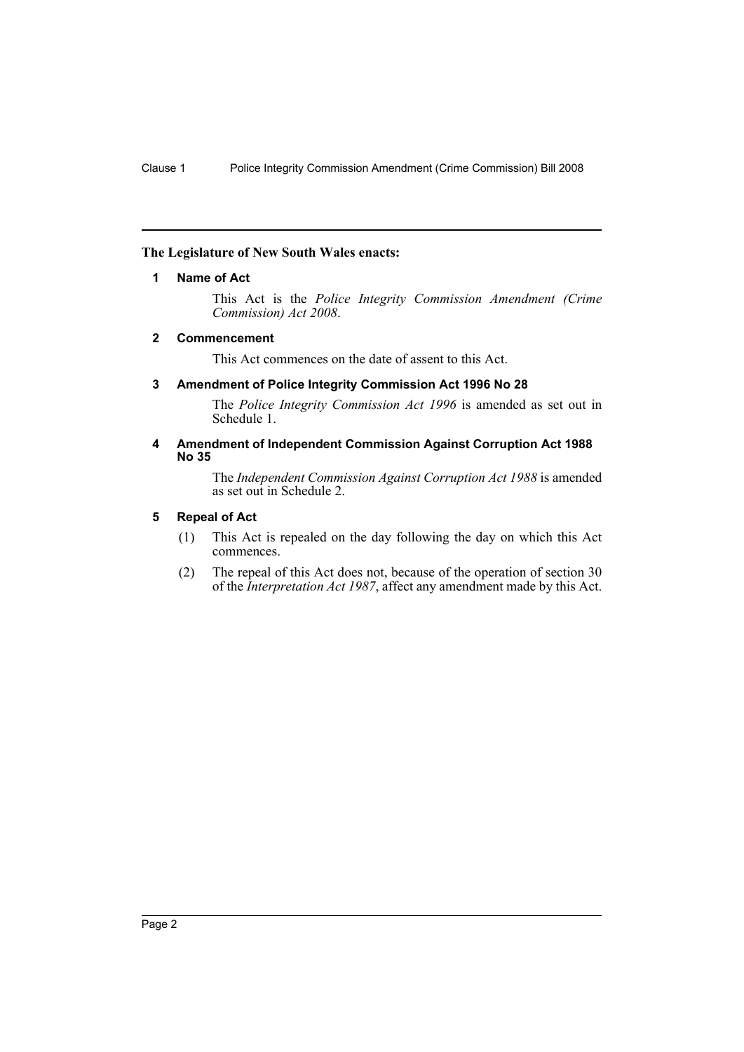**The Legislature of New South Wales enacts:**

## 1 Name of Act

This Act is the *Police Integrity Commission Amendment (Crime Commission) Act 2008*.

## 2 Commencement

This Act commences on the date of assent to this Act.

## 3 Amendment of Police Integrity Commission Act 1996 No 28

The *Police Integrity Commission Act 1996* is amended as set out in Schedule 1.

## 4 Amendment of Independent Commission Against Corruption Act 1988 No 35

The *Independent Commission Against Corruption Act 1988* is amended as set out in Schedule 2.

## 5 Repeal of Act

(1) This Act is repealed on the day following the day on which this Act commences.

(2) The repeal of this Act does not, because of the operation of section 30 of the *Interpretation Act 1987*, affect any amendment made by this Act.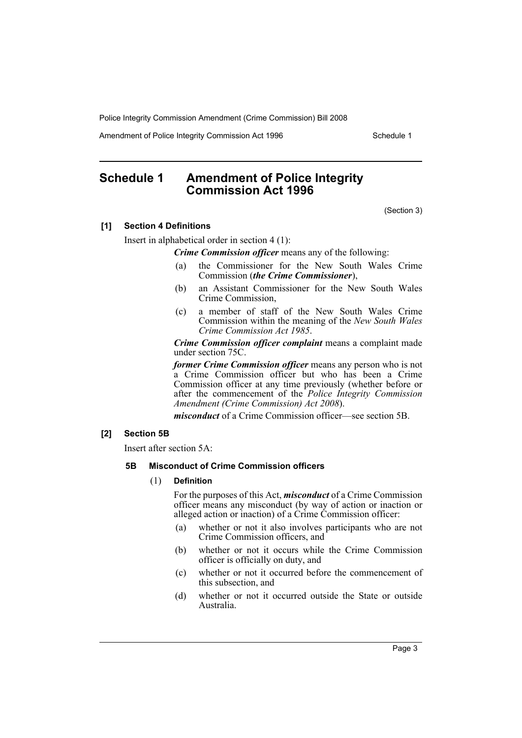## Schedule 1 Amendment of Police Integrity Commission Act 1996

(Section 3)

### [1] Section 4 Definitions

Insert in alphabetical order in section 4 (1):

***Crime Commission officer*** means any of the following:

(a) the Commissioner for the New South Wales Crime Commission (***the Crime Commissioner***),

(b) an Assistant Commissioner for the New South Wales Crime Commission,

(c) a member of staff of the New South Wales Crime Commission within the meaning of the *New South Wales Crime Commission Act 1985*.

***Crime Commission officer complaint*** means a complaint made under section 75C.

***former Crime Commission officer*** means any person who is not a Crime Commission officer but who has been a Crime Commission officer at any time previously (whether before or after the commencement of the *Police Integrity Commission Amendment (Crime Commission) Act 2008*).

***misconduct*** of a Crime Commission officer—see section 5B.

### [2] Section 5B

Insert after section 5A:

#### 5B Misconduct of Crime Commission officers

(1) **Definition**

For the purposes of this Act, ***misconduct*** of a Crime Commission officer means any misconduct (by way of action or inaction or alleged action or inaction) of a Crime Commission officer:

(a) whether or not it also involves participants who are not Crime Commission officers, and

(b) whether or not it occurs while the Crime Commission officer is officially on duty, and

(c) whether or not it occurred before the commencement of this subsection, and

(d) whether or not it occurred outside the State or outside Australia.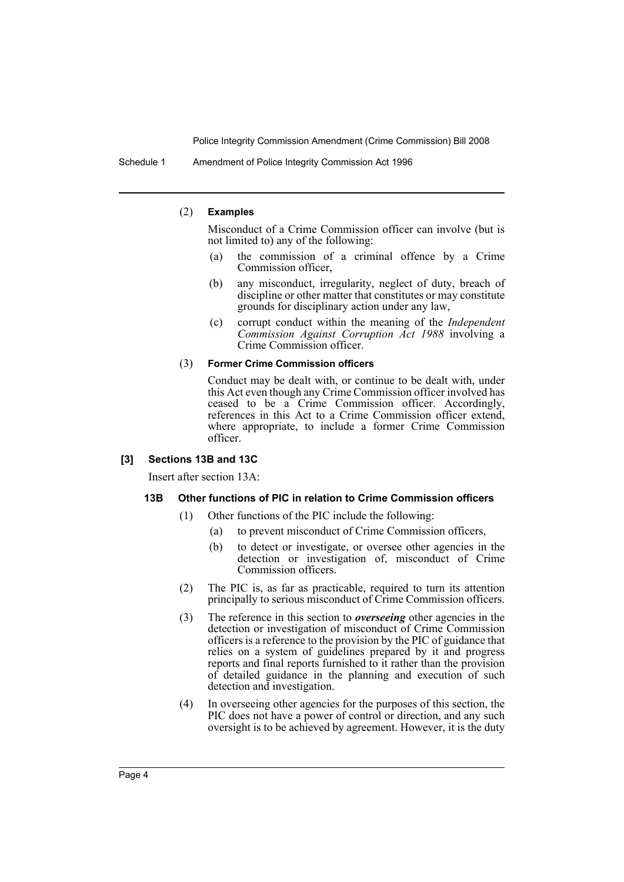(2) **Examples**

Misconduct of a Crime Commission officer can involve (but is not limited to) any of the following:

(a) the commission of a criminal offence by a Crime Commission officer,

(b) any misconduct, irregularity, neglect of duty, breach of discipline or other matter that constitutes or may constitute grounds for disciplinary action under any law,

(c) corrupt conduct within the meaning of the *Independent Commission Against Corruption Act 1988* involving a Crime Commission officer.

(3) **Former Crime Commission officers**

Conduct may be dealt with, or continue to be dealt with, under this Act even though any Crime Commission officer involved has ceased to be a Crime Commission officer. Accordingly, references in this Act to a Crime Commission officer extend, where appropriate, to include a former Crime Commission officer.

### [3] Sections 13B and 13C

Insert after section 13A:

#### 13B Other functions of PIC in relation to Crime Commission officers

(1) Other functions of the PIC include the following:

(a) to prevent misconduct of Crime Commission officers,

(b) to detect or investigate, or oversee other agencies in the detection or investigation of, misconduct of Crime Commission officers.

(2) The PIC is, as far as practicable, required to turn its attention principally to serious misconduct of Crime Commission officers.

(3) The reference in this section to ***overseeing*** other agencies in the detection or investigation of misconduct of Crime Commission officers is a reference to the provision by the PIC of guidance that relies on a system of guidelines prepared by it and progress reports and final reports furnished to it rather than the provision of detailed guidance in the planning and execution of such detection and investigation.

(4) In overseeing other agencies for the purposes of this section, the PIC does not have a power of control or direction, and any such oversight is to be achieved by agreement. However, it is the duty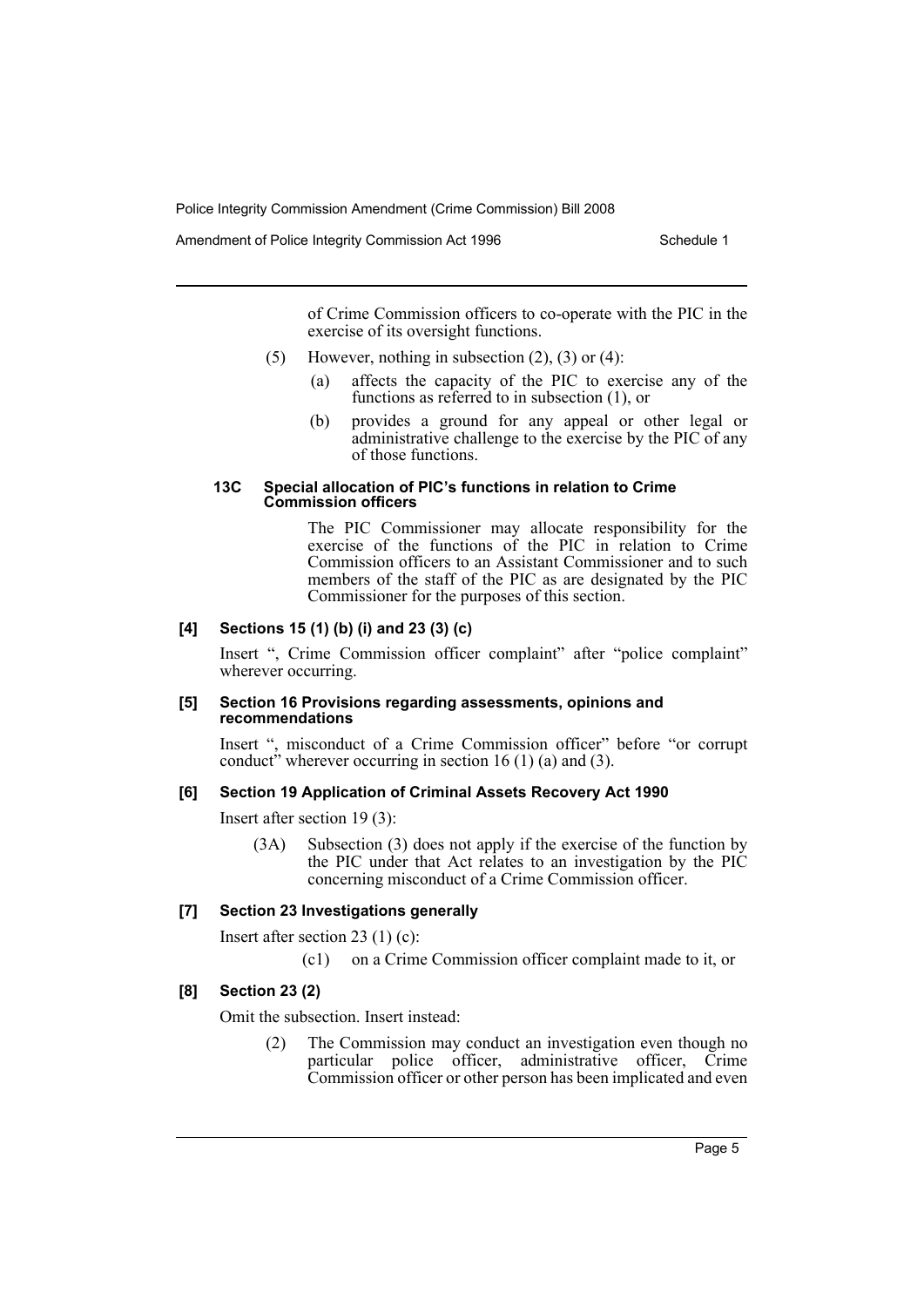of Crime Commission officers to co-operate with the PIC in the exercise of its oversight functions.

(5) However, nothing in subsection (2), (3) or (4):

(a) affects the capacity of the PIC to exercise any of the functions as referred to in subsection (1), or

(b) provides a ground for any appeal or other legal or administrative challenge to the exercise by the PIC of any of those functions.

#### 13C Special allocation of PIC's functions in relation to Crime Commission officers

The PIC Commissioner may allocate responsibility for the exercise of the functions of the PIC in relation to Crime Commission officers to an Assistant Commissioner and to such members of the staff of the PIC as are designated by the PIC Commissioner for the purposes of this section.

### [4] Sections 15 (1) (b) (i) and 23 (3) (c)

Insert ", Crime Commission officer complaint" after "police complaint" wherever occurring.

### [5] Section 16 Provisions regarding assessments, opinions and recommendations

Insert ", misconduct of a Crime Commission officer" before "or corrupt conduct" wherever occurring in section 16 (1) (a) and (3).

### [6] Section 19 Application of Criminal Assets Recovery Act 1990

Insert after section 19 (3):

(3A) Subsection (3) does not apply if the exercise of the function by the PIC under that Act relates to an investigation by the PIC concerning misconduct of a Crime Commission officer.

### [7] Section 23 Investigations generally

Insert after section 23 (1) (c):

(c1) on a Crime Commission officer complaint made to it, or

### [8] Section 23 (2)

Omit the subsection. Insert instead:

(2) The Commission may conduct an investigation even though no particular police officer, administrative officer, Crime Commission officer or other person has been implicated and even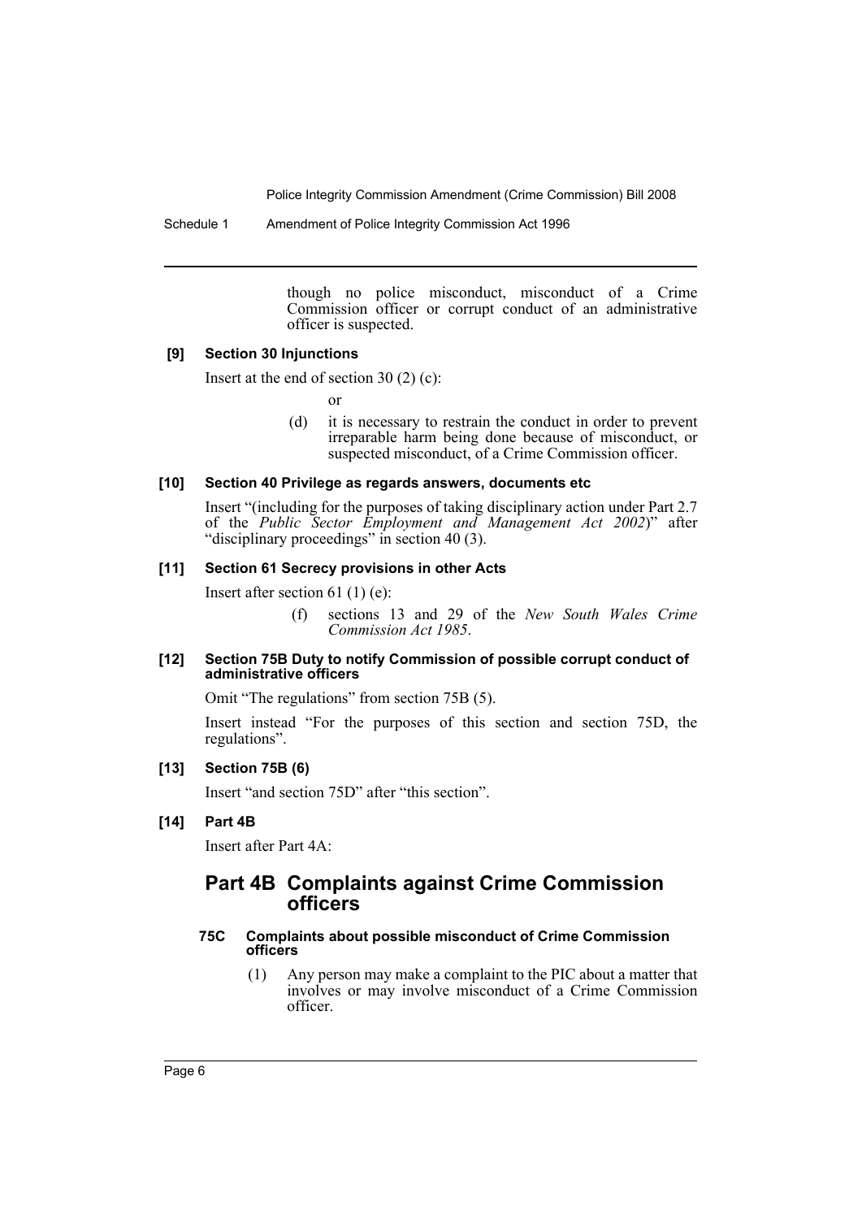though no police misconduct, misconduct of a Crime Commission officer or corrupt conduct of an administrative officer is suspected.

**[9] Section 30 Injunctions**

Insert at the end of section 30 (2) (c):

or

(d) it is necessary to restrain the conduct in order to prevent irreparable harm being done because of misconduct, or suspected misconduct, of a Crime Commission officer.

**[10] Section 40 Privilege as regards answers, documents etc**

Insert "(including for the purposes of taking disciplinary action under Part 2.7 of the *Public Sector Employment and Management Act 2002*)" after "disciplinary proceedings" in section 40 (3).

**[11] Section 61 Secrecy provisions in other Acts**

Insert after section 61 (1) (e):

(f) sections 13 and 29 of the *New South Wales Crime Commission Act 1985*.

**[12] Section 75B Duty to notify Commission of possible corrupt conduct of administrative officers**

Omit "The regulations" from section 75B (5).

Insert instead "For the purposes of this section and section 75D, the regulations".

**[13] Section 75B (6)**

Insert "and section 75D" after "this section".

**[14] Part 4B**

Insert after Part 4A:

## Part 4B Complaints against Crime Commission officers

**75C Complaints about possible misconduct of Crime Commission officers**

(1) Any person may make a complaint to the PIC about a matter that involves or may involve misconduct of a Crime Commission officer.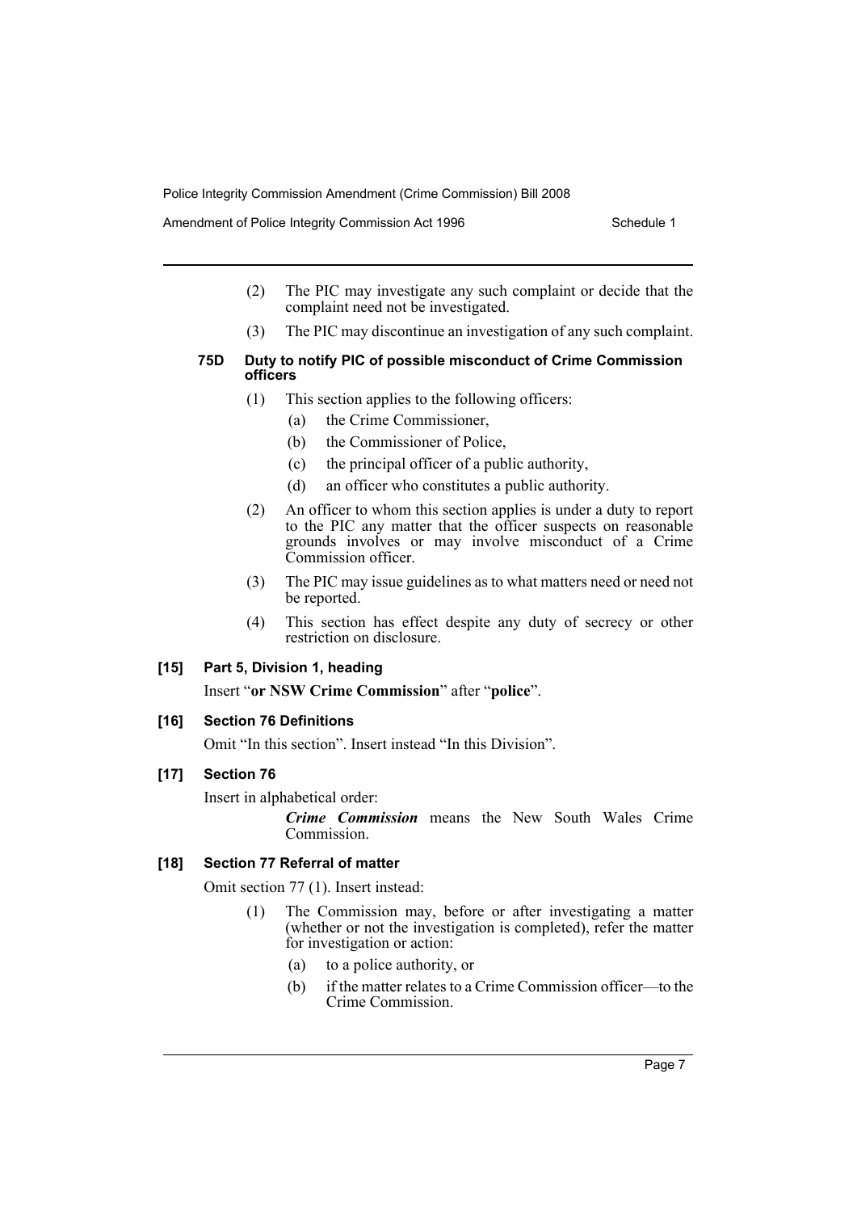(2) The PIC may investigate any such complaint or decide that the complaint need not be investigated.

(3) The PIC may discontinue an investigation of any such complaint.

**75D Duty to notify PIC of possible misconduct of Crime Commission officers**

(1) This section applies to the following officers:

(a) the Crime Commissioner,

(b) the Commissioner of Police,

(c) the principal officer of a public authority,

(d) an officer who constitutes a public authority.

(2) An officer to whom this section applies is under a duty to report to the PIC any matter that the officer suspects on reasonable grounds involves or may involve misconduct of a Crime Commission officer.

(3) The PIC may issue guidelines as to what matters need or need not be reported.

(4) This section has effect despite any duty of secrecy or other restriction on disclosure.

**[15] Part 5, Division 1, heading**

Insert "**or NSW Crime Commission**" after "**police**".

**[16] Section 76 Definitions**

Omit "In this section". Insert instead "In this Division".

**[17] Section 76**

Insert in alphabetical order:

***Crime Commission*** means the New South Wales Crime Commission.

**[18] Section 77 Referral of matter**

Omit section 77 (1). Insert instead:

(1) The Commission may, before or after investigating a matter (whether or not the investigation is completed), refer the matter for investigation or action:

(a) to a police authority, or

(b) if the matter relates to a Crime Commission officer—to the Crime Commission.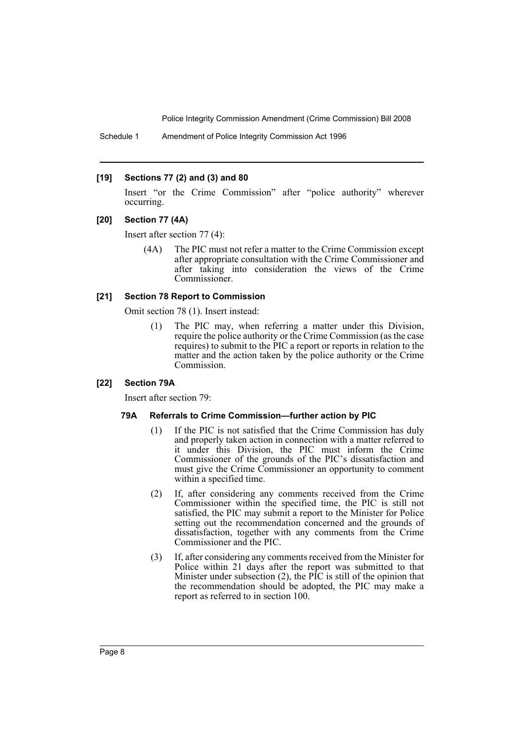**[19] Sections 77 (2) and (3) and 80**

Insert "or the Crime Commission" after "police authority" wherever occurring.

**[20] Section 77 (4A)**

Insert after section 77 (4):

(4A) The PIC must not refer a matter to the Crime Commission except after appropriate consultation with the Crime Commissioner and after taking into consideration the views of the Crime Commissioner.

**[21] Section 78 Report to Commission**

Omit section 78 (1). Insert instead:

(1) The PIC may, when referring a matter under this Division, require the police authority or the Crime Commission (as the case requires) to submit to the PIC a report or reports in relation to the matter and the action taken by the police authority or the Crime Commission.

**[22] Section 79A**

Insert after section 79:

**79A Referrals to Crime Commission—further action by PIC**

(1) If the PIC is not satisfied that the Crime Commission has duly and properly taken action in connection with a matter referred to it under this Division, the PIC must inform the Crime Commissioner of the grounds of the PIC's dissatisfaction and must give the Crime Commissioner an opportunity to comment within a specified time.

(2) If, after considering any comments received from the Crime Commissioner within the specified time, the PIC is still not satisfied, the PIC may submit a report to the Minister for Police setting out the recommendation concerned and the grounds of dissatisfaction, together with any comments from the Crime Commissioner and the PIC.

(3) If, after considering any comments received from the Minister for Police within 21 days after the report was submitted to that Minister under subsection (2), the PIC is still of the opinion that the recommendation should be adopted, the PIC may make a report as referred to in section 100.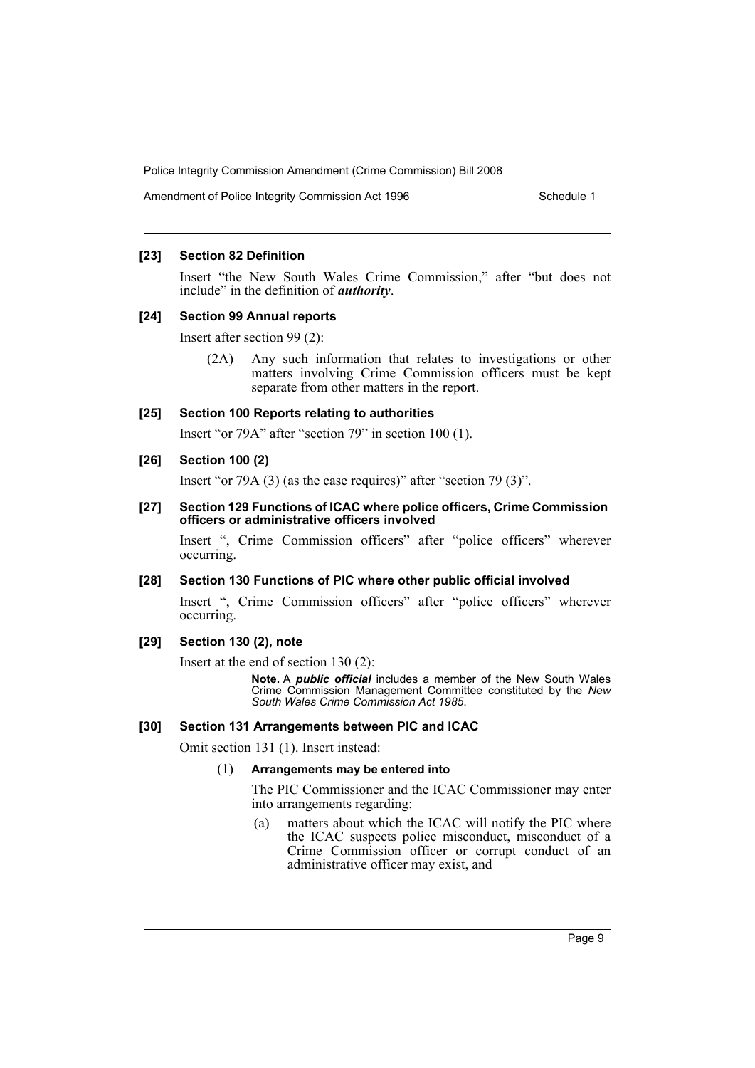**[23] Section 82 Definition**

Insert "the New South Wales Crime Commission," after "but does not include" in the definition of ***authority***.

**[24] Section 99 Annual reports**

Insert after section 99 (2):

> (2A) Any such information that relates to investigations or other matters involving Crime Commission officers must be kept separate from other matters in the report.

**[25] Section 100 Reports relating to authorities**

Insert "or 79A" after "section 79" in section 100 (1).

**[26] Section 100 (2)**

Insert "or 79A (3) (as the case requires)" after "section 79 (3)".

**[27] Section 129 Functions of ICAC where police officers, Crime Commission officers or administrative officers involved**

Insert ", Crime Commission officers" after "police officers" wherever occurring.

**[28] Section 130 Functions of PIC where other public official involved**

Insert ", Crime Commission officers" after "police officers" wherever occurring.

**[29] Section 130 (2), note**

Insert at the end of section 130 (2):

> **Note.** A ***public official*** includes a member of the New South Wales Crime Commission Management Committee constituted by the *New South Wales Crime Commission Act 1985*.

**[30] Section 131 Arrangements between PIC and ICAC**

Omit section 131 (1). Insert instead:

> (1) **Arrangements may be entered into**
>
> The PIC Commissioner and the ICAC Commissioner may enter into arrangements regarding:
>
> (a) matters about which the ICAC will notify the PIC where the ICAC suspects police misconduct, misconduct of a Crime Commission officer or corrupt conduct of an administrative officer may exist, and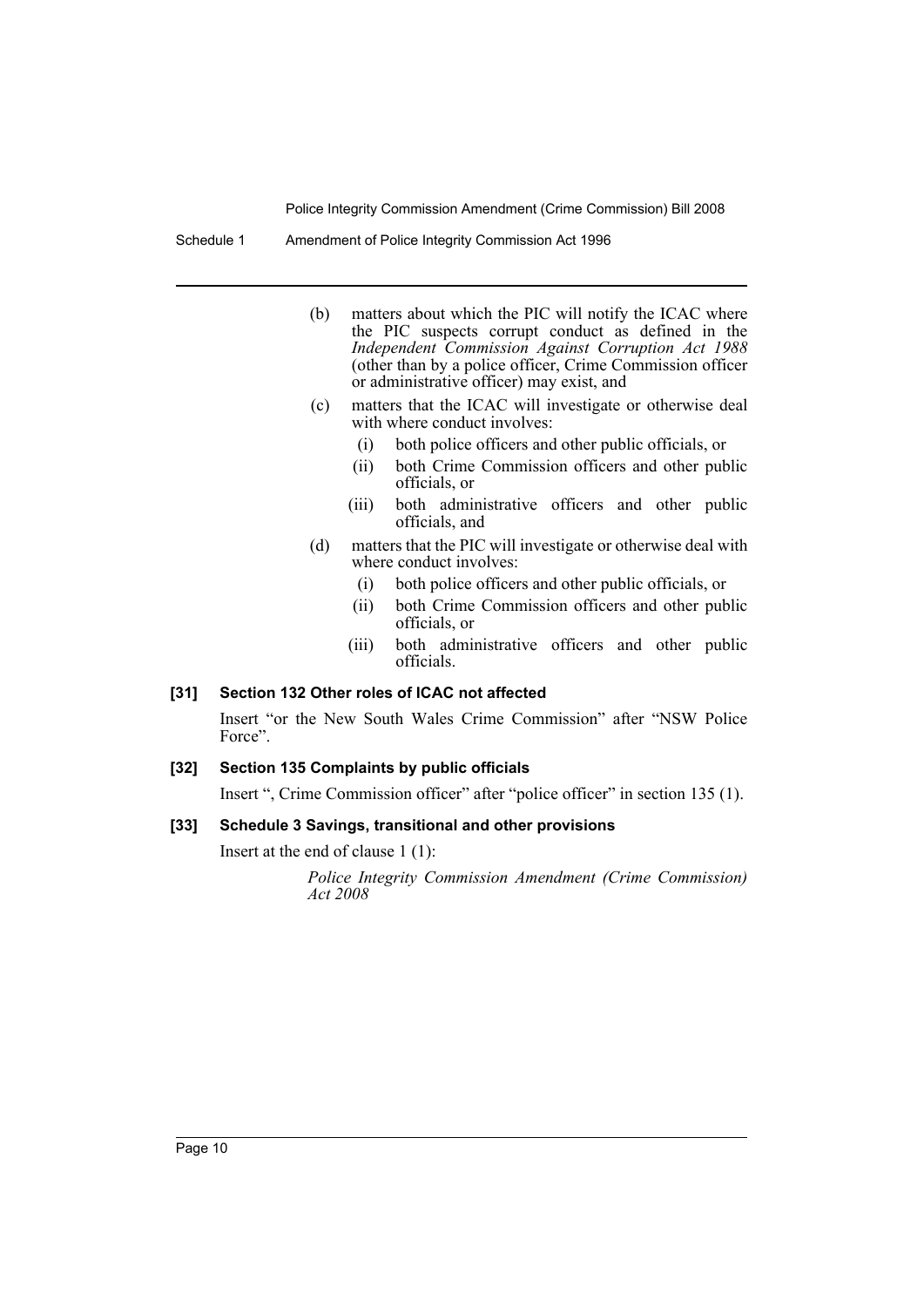(b) matters about which the PIC will notify the ICAC where the PIC suspects corrupt conduct as defined in the *Independent Commission Against Corruption Act 1988* (other than by a police officer, Crime Commission officer or administrative officer) may exist, and

(c) matters that the ICAC will investigate or otherwise deal with where conduct involves:

   (i) both police officers and other public officials, or

   (ii) both Crime Commission officers and other public officials, or

   (iii) both administrative officers and other public officials, and

(d) matters that the PIC will investigate or otherwise deal with where conduct involves:

   (i) both police officers and other public officials, or

   (ii) both Crime Commission officers and other public officials, or

   (iii) both administrative officers and other public officials.

#### [31] Section 132 Other roles of ICAC not affected

Insert "or the New South Wales Crime Commission" after "NSW Police Force".

#### [32] Section 135 Complaints by public officials

Insert ", Crime Commission officer" after "police officer" in section 135 (1).

#### [33] Schedule 3 Savings, transitional and other provisions

Insert at the end of clause 1 (1):

*Police Integrity Commission Amendment (Crime Commission) Act 2008*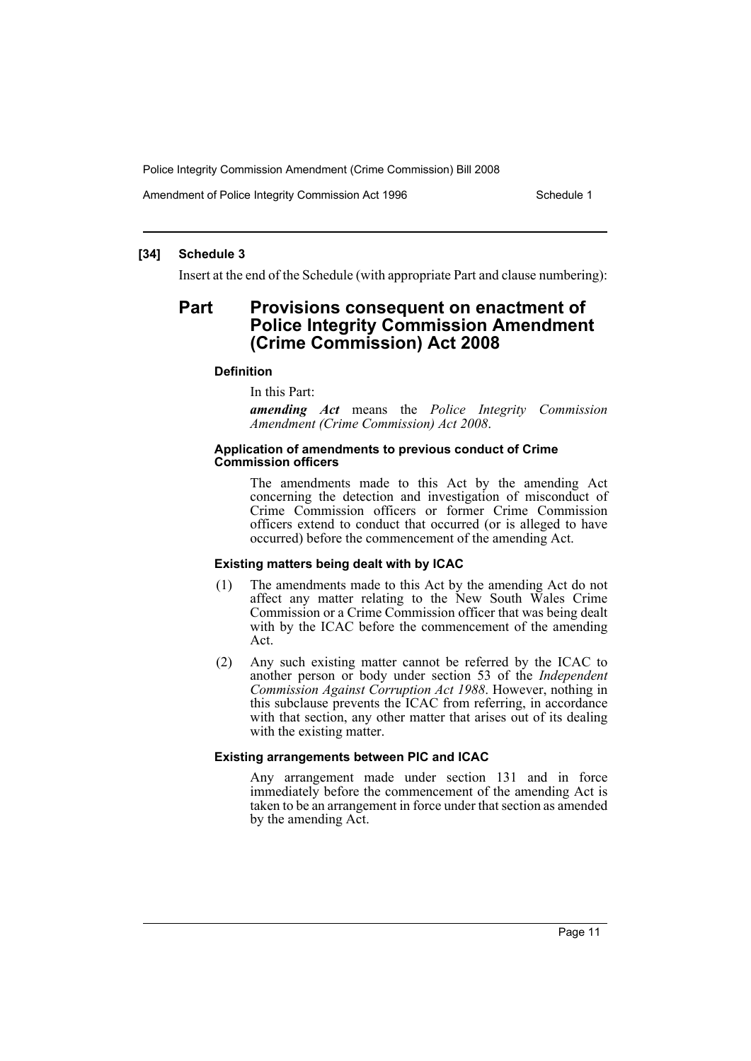## [34] Schedule 3

Insert at the end of the Schedule (with appropriate Part and clause numbering):

# Part Provisions consequent on enactment of Police Integrity Commission Amendment (Crime Commission) Act 2008

### Definition

In this Part:

***amending Act*** means the *Police Integrity Commission Amendment (Crime Commission) Act 2008*.

### Application of amendments to previous conduct of Crime Commission officers

The amendments made to this Act by the amending Act concerning the detection and investigation of misconduct of Crime Commission officers or former Crime Commission officers extend to conduct that occurred (or is alleged to have occurred) before the commencement of the amending Act.

### Existing matters being dealt with by ICAC

(1) The amendments made to this Act by the amending Act do not affect any matter relating to the New South Wales Crime Commission or a Crime Commission officer that was being dealt with by the ICAC before the commencement of the amending Act.

(2) Any such existing matter cannot be referred by the ICAC to another person or body under section 53 of the *Independent Commission Against Corruption Act 1988*. However, nothing in this subclause prevents the ICAC from referring, in accordance with that section, any other matter that arises out of its dealing with the existing matter.

### Existing arrangements between PIC and ICAC

Any arrangement made under section 131 and in force immediately before the commencement of the amending Act is taken to be an arrangement in force under that section as amended by the amending Act.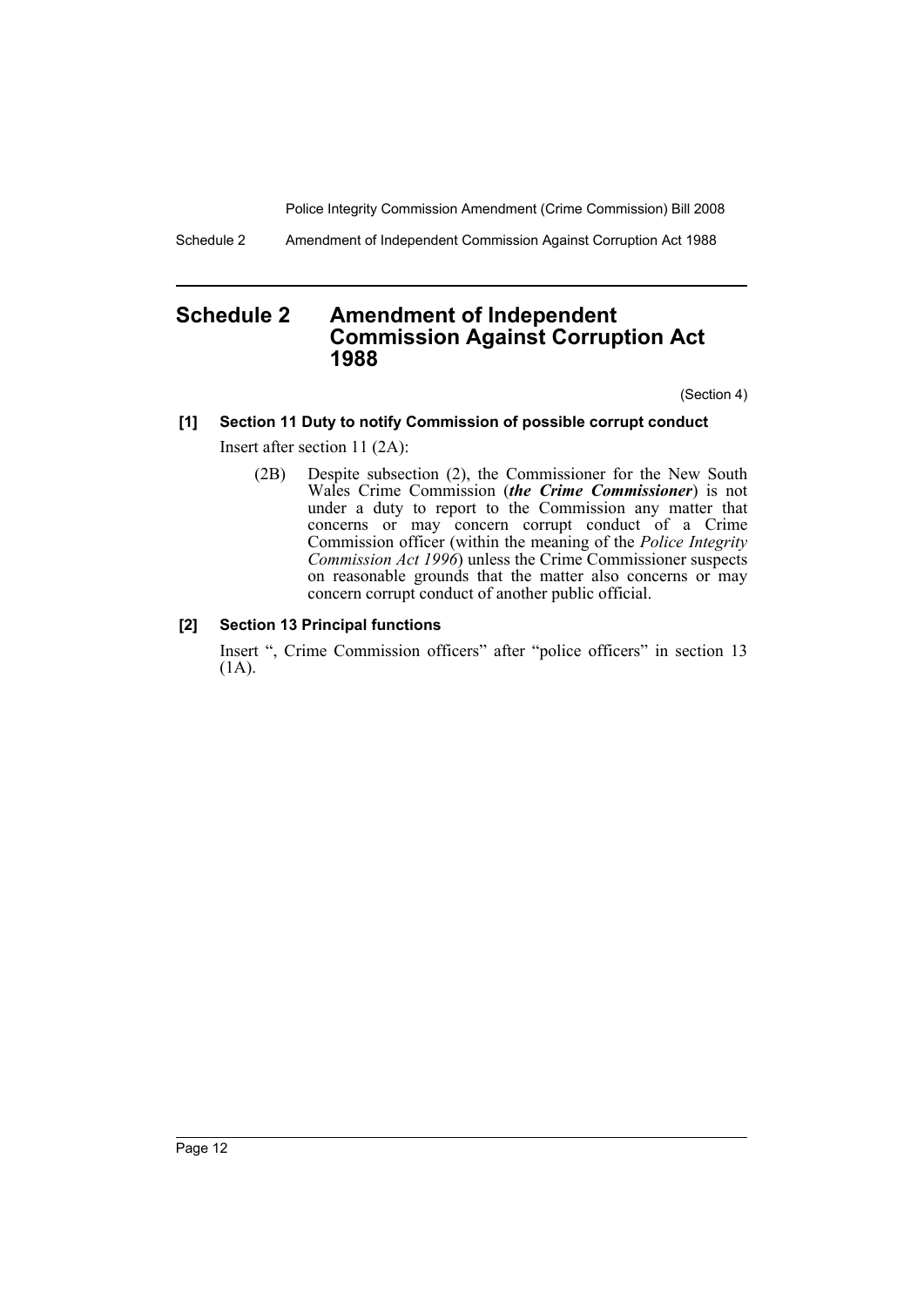## Schedule 2 Amendment of Independent Commission Against Corruption Act 1988

(Section 4)

**[1] Section 11 Duty to notify Commission of possible corrupt conduct**

Insert after section 11 (2A):

> (2B) Despite subsection (2), the Commissioner for the New South Wales Crime Commission (***the Crime Commissioner***) is not under a duty to report to the Commission any matter that concerns or may concern corrupt conduct of a Crime Commission officer (within the meaning of the *Police Integrity Commission Act 1996*) unless the Crime Commissioner suspects on reasonable grounds that the matter also concerns or may concern corrupt conduct of another public official.

**[2] Section 13 Principal functions**

Insert ", Crime Commission officers" after "police officers" in section 13 (1A).